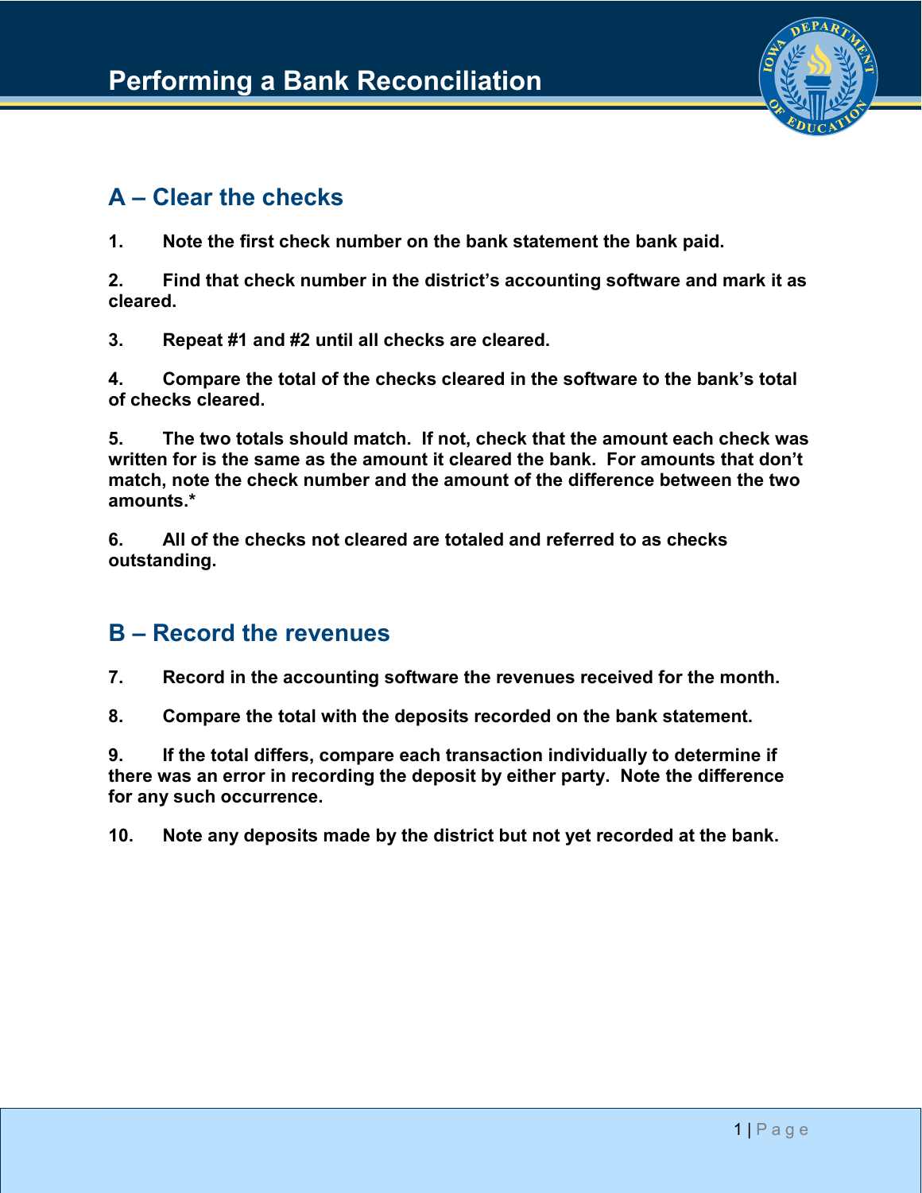# Performing a Bank Reconciliation

## A – Clear the checks

**1. Note the first check number on the bank statement the bank paid.**

**2. Find that check number in the district's accounting software and mark it as cleared.**

**3. Repeat #1 and #2 until all checks are cleared.**

**4. Compare the total of the checks cleared in the software to the bank's total of checks cleared.**

**5. The two totals should match. If not, check that the amount each check was written for is the same as the amount it cleared the bank. For amounts that don't match, note the check number and the amount of the difference between the two amounts.***

**6. All of the checks not cleared are totaled and referred to as checks outstanding.**

## B – Record the revenues

**7. Record in the accounting software the revenues received for the month.**

**8. Compare the total with the deposits recorded on the bank statement.**

**9. If the total differs, compare each transaction individually to determine if there was an error in recording the deposit by either party. Note the difference for any such occurrence.**

**10. Note any deposits made by the district but not yet recorded at the bank.**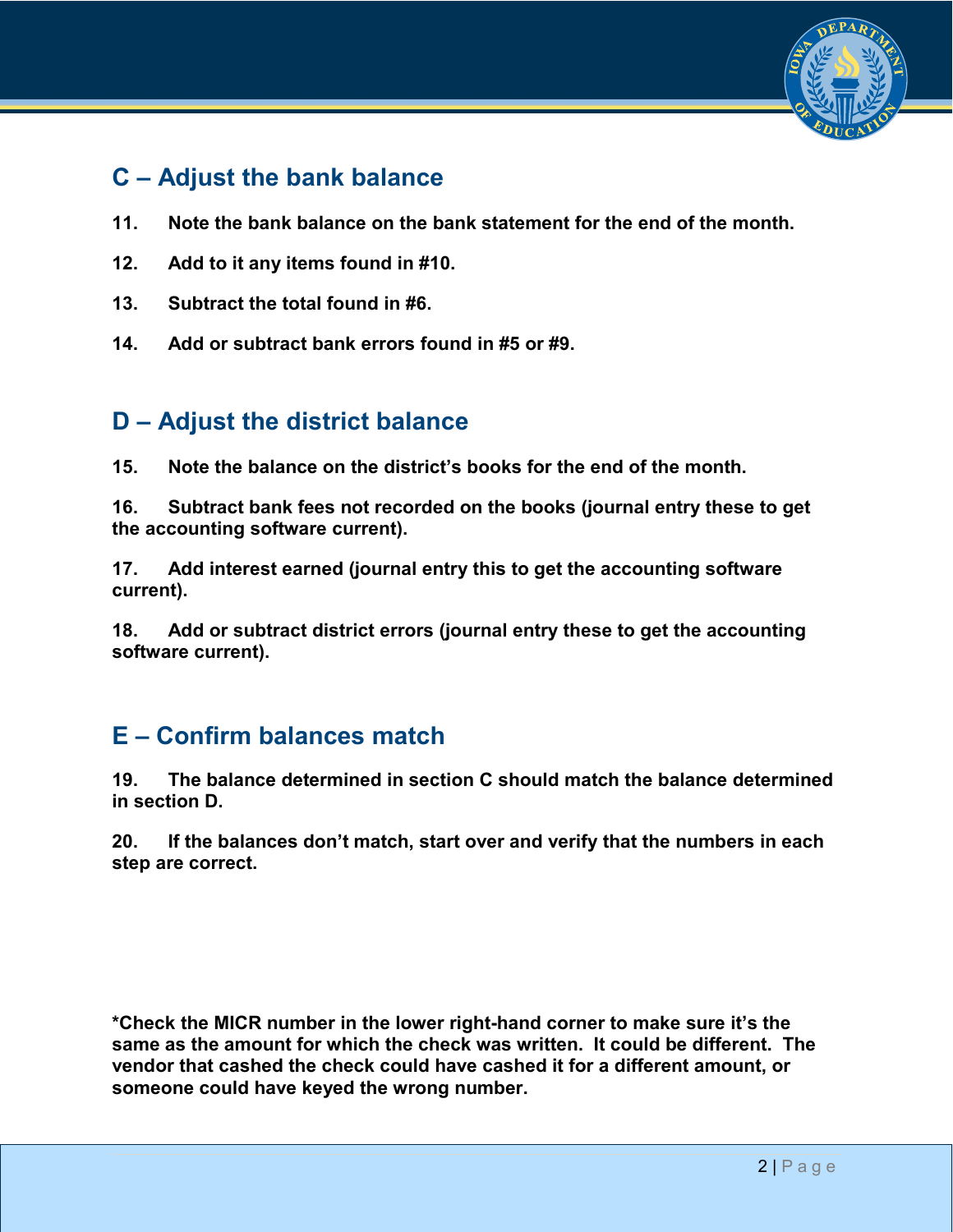## C – Adjust the bank balance

**11. Note the bank balance on the bank statement for the end of the month.**

**12. Add to it any items found in #10.**

**13. Subtract the total found in #6.**

**14. Add or subtract bank errors found in #5 or #9.**

## D – Adjust the district balance

**15. Note the balance on the district's books for the end of the month.**

**16. Subtract bank fees not recorded on the books (journal entry these to get the accounting software current).**

**17. Add interest earned (journal entry this to get the accounting software current).**

**18. Add or subtract district errors (journal entry these to get the accounting software current).**

## E – Confirm balances match

**19. The balance determined in section C should match the balance determined in section D.**

**20. If the balances don't match, start over and verify that the numbers in each step are correct.**

**\*Check the MICR number in the lower right-hand corner to make sure it's the same as the amount for which the check was written. It could be different. The vendor that cashed the check could have cashed it for a different amount, or someone could have keyed the wrong number.**